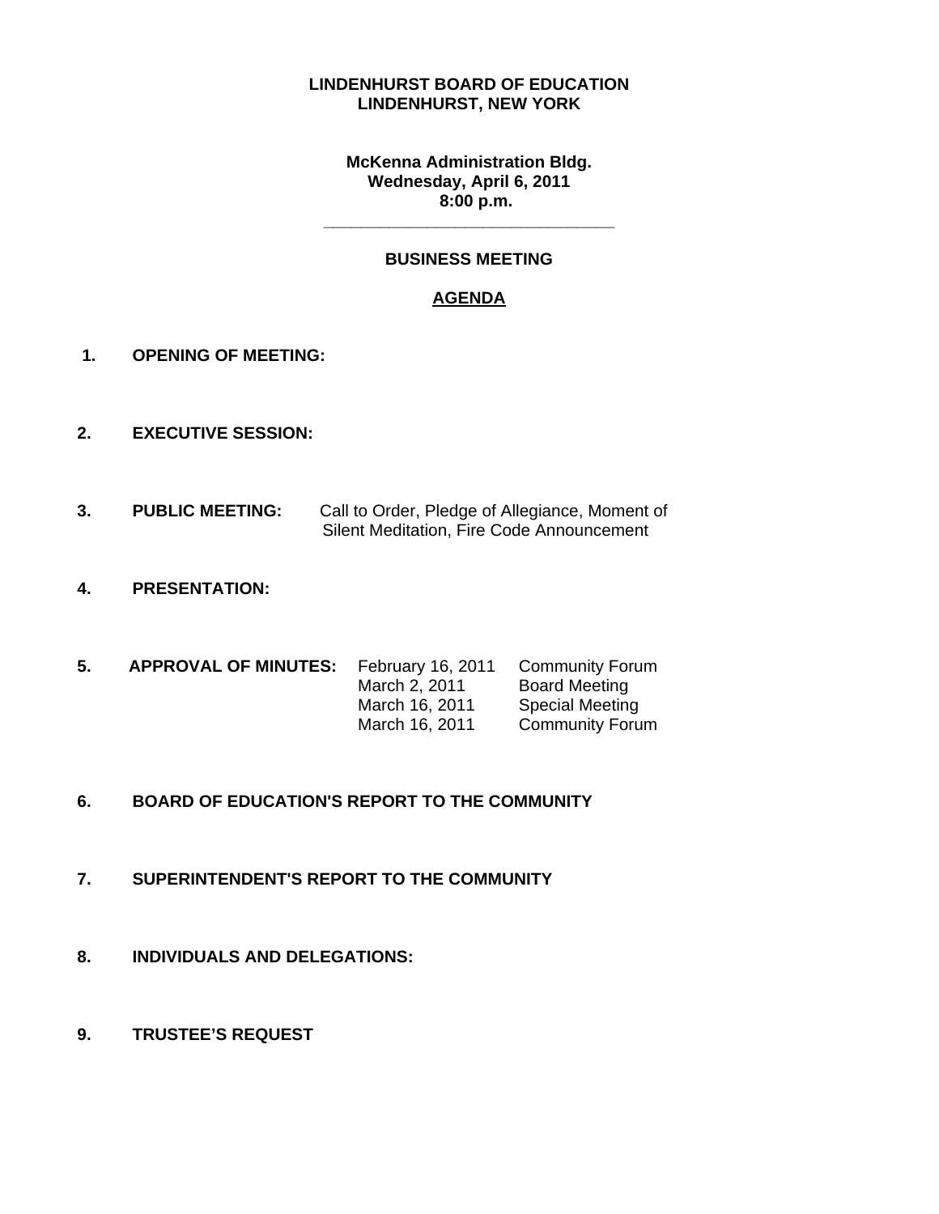**LINDENHURST BOARD OF EDUCATION**
**LINDENHURST, NEW YORK**

**McKenna Administration Bldg.**
**Wednesday, April 6, 2011**
**8:00 p.m.**

---

**BUSINESS MEETING**

**AGENDA**

**1. OPENING OF MEETING:**

**2. EXECUTIVE SESSION:**

**3. PUBLIC MEETING:** Call to Order, Pledge of Allegiance, Moment of Silent Meditation, Fire Code Announcement

**4. PRESENTATION:**

**5. APPROVAL OF MINUTES:**

| Date | Meeting |
|---|---|
| February 16, 2011 | Community Forum |
| March 2, 2011 | Board Meeting |
| March 16, 2011 | Special Meeting |
| March 16, 2011 | Community Forum |

**6. BOARD OF EDUCATION'S REPORT TO THE COMMUNITY**

**7. SUPERINTENDENT'S REPORT TO THE COMMUNITY**

**8. INDIVIDUALS AND DELEGATIONS:**

**9. TRUSTEE'S REQUEST**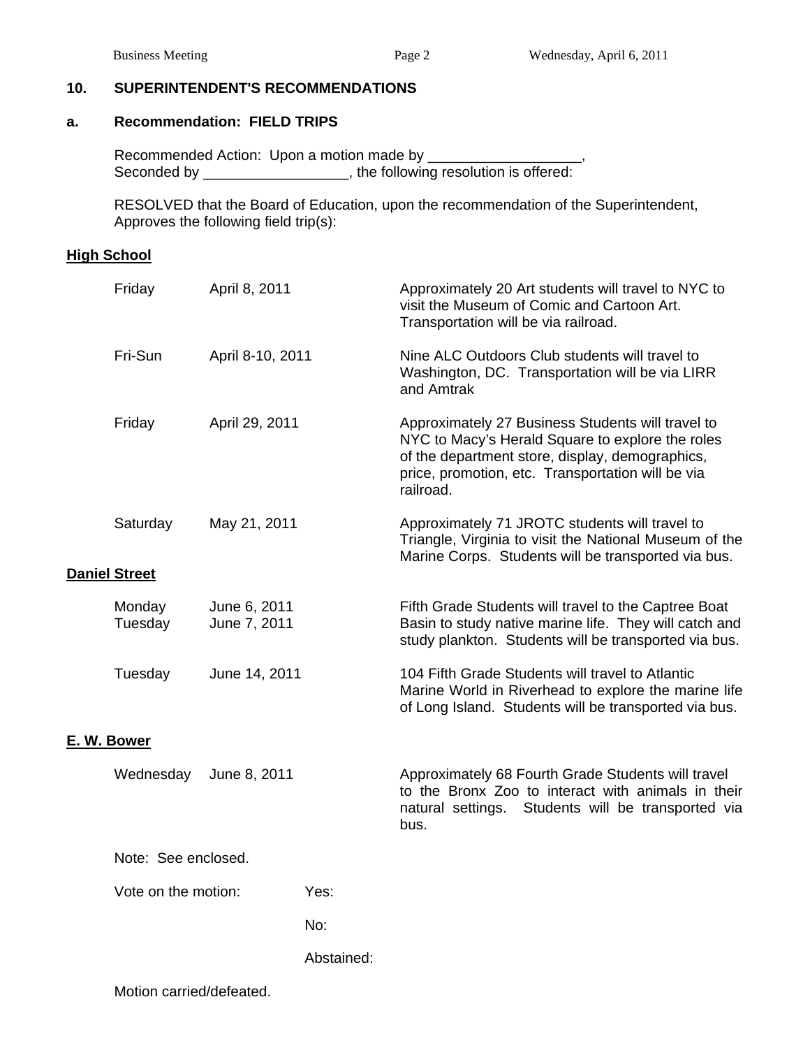## 10. SUPERINTENDENT'S RECOMMENDATIONS

### a. Recommendation: FIELD TRIPS

Recommended Action: Upon a motion made by ___________________,
Seconded by __________________, the following resolution is offered:

RESOLVED that the Board of Education, upon the recommendation of the Superintendent, Approves the following field trip(s):

**High School**

| | | |
|---|---|---|
| Friday | April 8, 2011 | Approximately 20 Art students will travel to NYC to visit the Museum of Comic and Cartoon Art. Transportation will be via railroad. |
| Fri-Sun | April 8-10, 2011 | Nine ALC Outdoors Club students will travel to Washington, DC. Transportation will be via LIRR and Amtrak |
| Friday | April 29, 2011 | Approximately 27 Business Students will travel to NYC to Macy's Herald Square to explore the roles of the department store, display, demographics, price, promotion, etc. Transportation will be via railroad. |
| Saturday | May 21, 2011 | Approximately 71 JROTC students will travel to Triangle, Virginia to visit the National Museum of the Marine Corps. Students will be transported via bus. |

**Daniel Street**

| | | |
|---|---|---|
| Monday<br>Tuesday | June 6, 2011<br>June 7, 2011 | Fifth Grade Students will travel to the Captree Boat Basin to study native marine life. They will catch and study plankton. Students will be transported via bus. |
| Tuesday | June 14, 2011 | 104 Fifth Grade Students will travel to Atlantic Marine World in Riverhead to explore the marine life of Long Island. Students will be transported via bus. |

**E. W. Bower**

| | | |
|---|---|---|
| Wednesday | June 8, 2011 | Approximately 68 Fourth Grade Students will travel to the Bronx Zoo to interact with animals in their natural settings. Students will be transported via bus. |

Note: See enclosed.

Vote on the motion: Yes:

No:

Abstained:

Motion carried/defeated.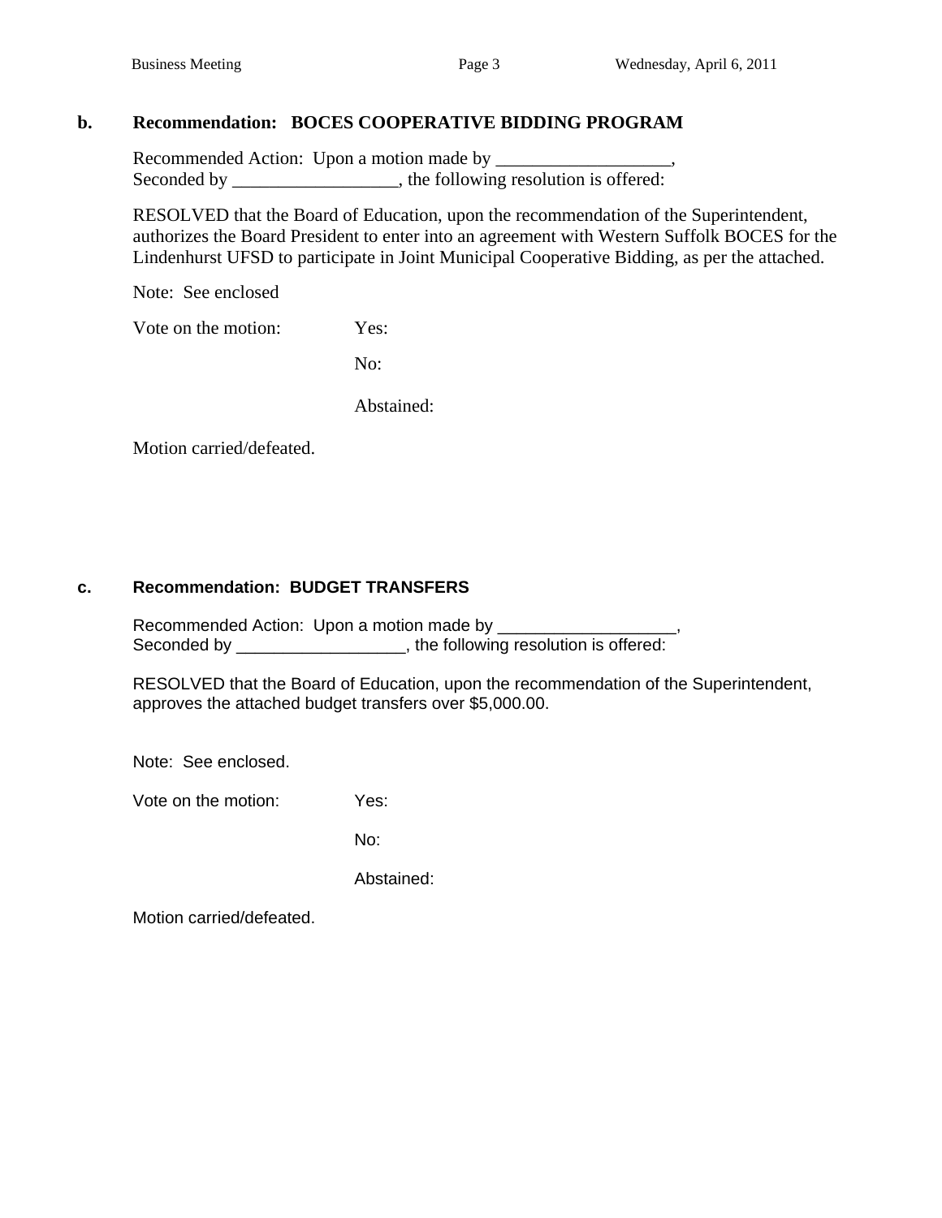**b. Recommendation: BOCES COOPERATIVE BIDDING PROGRAM**

Recommended Action: Upon a motion made by ___________________,
Seconded by __________________, the following resolution is offered:

RESOLVED that the Board of Education, upon the recommendation of the Superintendent, authorizes the Board President to enter into an agreement with Western Suffolk BOCES for the Lindenhurst UFSD to participate in Joint Municipal Cooperative Bidding, as per the attached.

Note: See enclosed

Vote on the motion: Yes:

No:

Abstained:

Motion carried/defeated.

**c. Recommendation: BUDGET TRANSFERS**

Recommended Action: Upon a motion made by ___________________,
Seconded by __________________, the following resolution is offered:

RESOLVED that the Board of Education, upon the recommendation of the Superintendent, approves the attached budget transfers over $5,000.00.

Note: See enclosed.

Vote on the motion: Yes:

No:

Abstained:

Motion carried/defeated.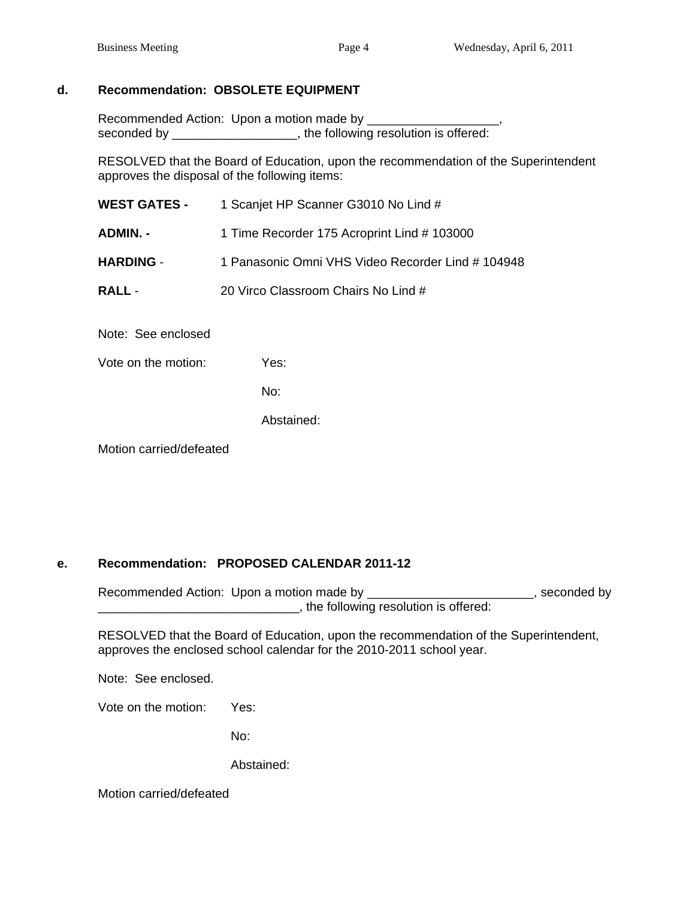**d. Recommendation: OBSOLETE EQUIPMENT**

Recommended Action: Upon a motion made by ___________________, seconded by __________________, the following resolution is offered:

RESOLVED that the Board of Education, upon the recommendation of the Superintendent approves the disposal of the following items:

**WEST GATES -** 1 Scanjet HP Scanner G3010 No Lind #

**ADMIN. -** 1 Time Recorder 175 Acroprint Lind # 103000

**HARDING** - 1 Panasonic Omni VHS Video Recorder Lind # 104948

**RALL** - 20 Virco Classroom Chairs No Lind #

Note: See enclosed

Vote on the motion: Yes:

No:

Abstained:

Motion carried/defeated

**e. Recommendation: PROPOSED CALENDAR 2011-12**

Recommended Action: Upon a motion made by ________________________, seconded by _____________________________, the following resolution is offered:

RESOLVED that the Board of Education, upon the recommendation of the Superintendent, approves the enclosed school calendar for the 2010-2011 school year.

Note: See enclosed.

Vote on the motion: Yes:

No:

Abstained:

Motion carried/defeated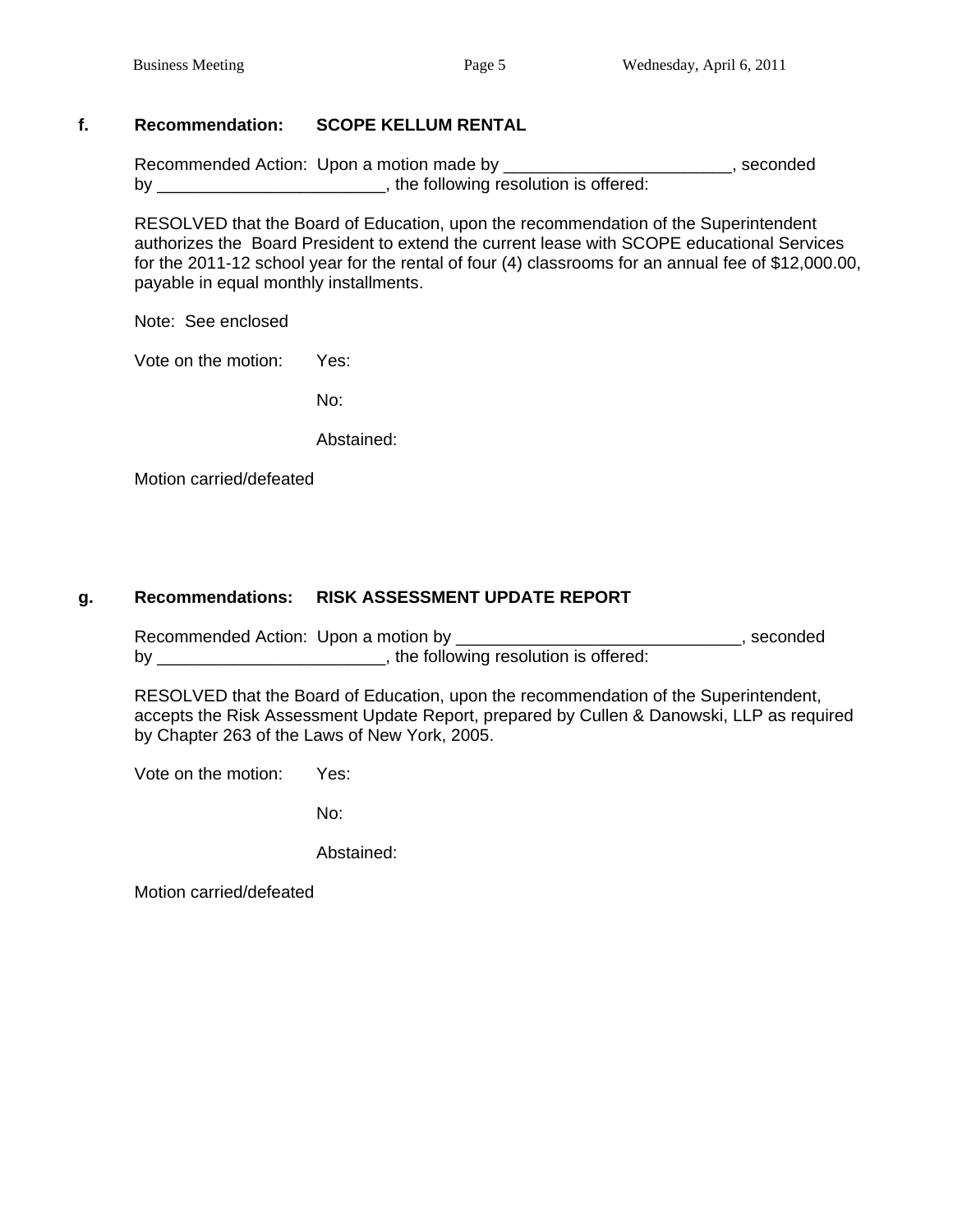**f. Recommendation: SCOPE KELLUM RENTAL**

Recommended Action: Upon a motion made by ________________________, seconded by ________________________, the following resolution is offered:

RESOLVED that the Board of Education, upon the recommendation of the Superintendent authorizes the Board President to extend the current lease with SCOPE educational Services for the 2011-12 school year for the rental of four (4) classrooms for an annual fee of $12,000.00, payable in equal monthly installments.

Note: See enclosed

Vote on the motion: Yes:

No:

Abstained:

Motion carried/defeated

**g. Recommendations: RISK ASSESSMENT UPDATE REPORT**

Recommended Action: Upon a motion by ______________________________, seconded by ________________________, the following resolution is offered:

RESOLVED that the Board of Education, upon the recommendation of the Superintendent, accepts the Risk Assessment Update Report, prepared by Cullen & Danowski, LLP as required by Chapter 263 of the Laws of New York, 2005.

Vote on the motion: Yes:

No:

Abstained:

Motion carried/defeated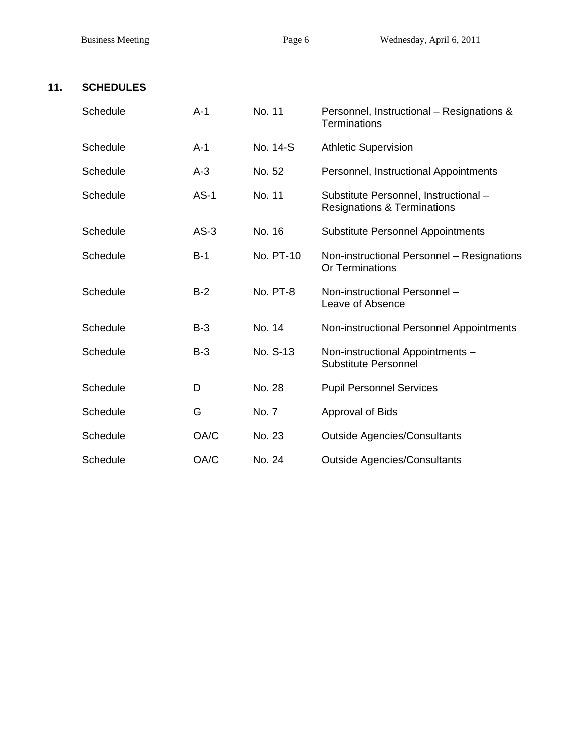## 11. SCHEDULES

| | | | |
|---|---|---|---|
| Schedule | A-1 | No. 11 | Personnel, Instructional – Resignations & Terminations |
| Schedule | A-1 | No. 14-S | Athletic Supervision |
| Schedule | A-3 | No. 52 | Personnel, Instructional Appointments |
| Schedule | AS-1 | No. 11 | Substitute Personnel, Instructional – Resignations & Terminations |
| Schedule | AS-3 | No. 16 | Substitute Personnel Appointments |
| Schedule | B-1 | No. PT-10 | Non-instructional Personnel – Resignations Or Terminations |
| Schedule | B-2 | No. PT-8 | Non-instructional Personnel – Leave of Absence |
| Schedule | B-3 | No. 14 | Non-instructional Personnel Appointments |
| Schedule | B-3 | No. S-13 | Non-instructional Appointments – Substitute Personnel |
| Schedule | D | No. 28 | Pupil Personnel Services |
| Schedule | G | No. 7 | Approval of Bids |
| Schedule | OA/C | No. 23 | Outside Agencies/Consultants |
| Schedule | OA/C | No. 24 | Outside Agencies/Consultants |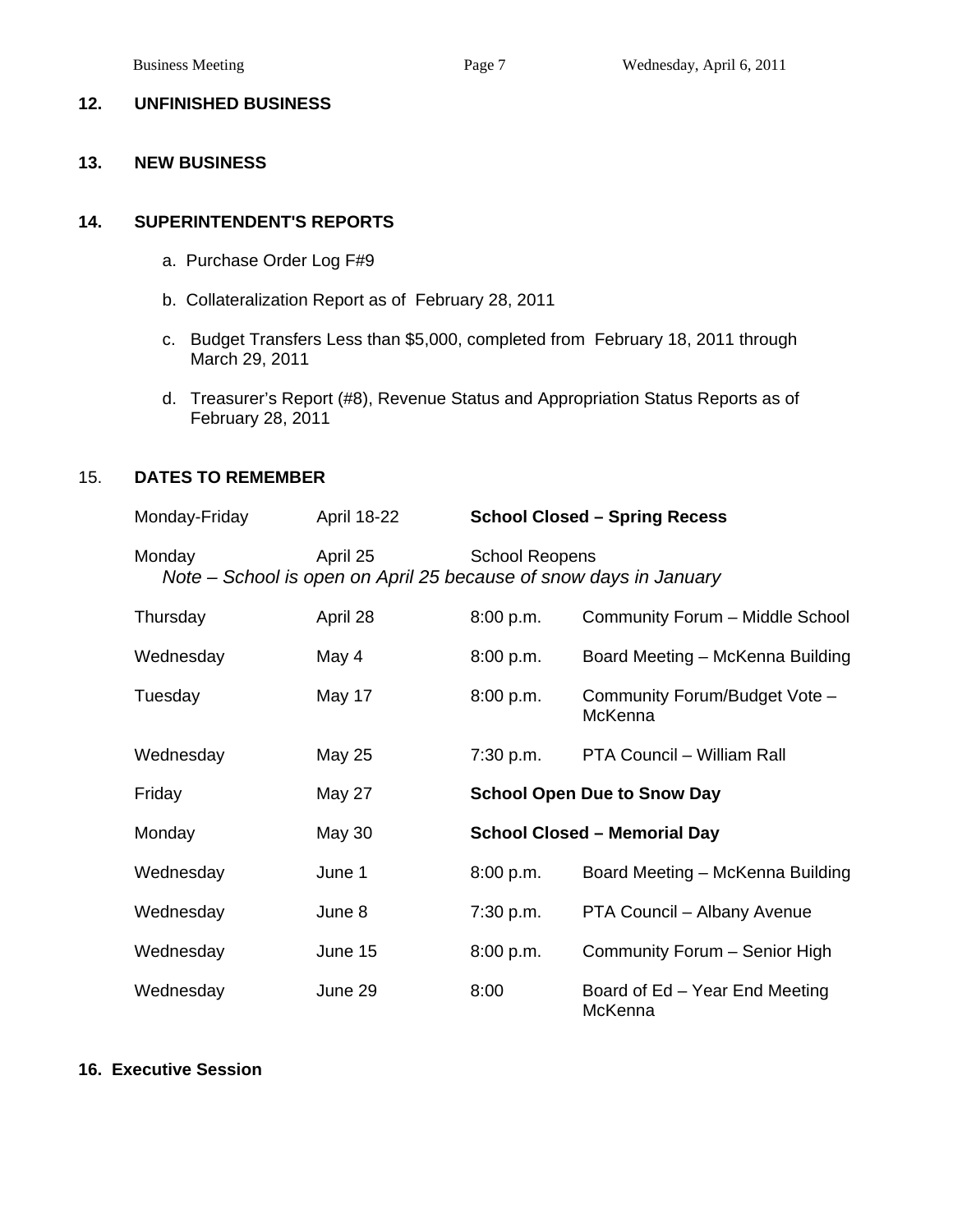## 12. UNFINISHED BUSINESS

## 13. NEW BUSINESS

## 14. SUPERINTENDENT'S REPORTS

a. Purchase Order Log F#9

b. Collateralization Report as of February 28, 2011

c. Budget Transfers Less than $5,000, completed from February 18, 2011 through March 29, 2011

d. Treasurer's Report (#8), Revenue Status and Appropriation Status Reports as of February 28, 2011

## 15. DATES TO REMEMBER

| | | | |
|---|---|---|---|
| Monday-Friday | April 18-22 | **School Closed – Spring Recess** | |
| Monday | April 25 | School Reopens | |

*Note – School is open on April 25 because of snow days in January*

| | | | |
|---|---|---|---|
| Thursday | April 28 | 8:00 p.m. | Community Forum – Middle School |
| Wednesday | May 4 | 8:00 p.m. | Board Meeting – McKenna Building |
| Tuesday | May 17 | 8:00 p.m. | Community Forum/Budget Vote – McKenna |
| Wednesday | May 25 | 7:30 p.m. | PTA Council – William Rall |
| Friday | May 27 | **School Open Due to Snow Day** | |
| Monday | May 30 | **School Closed – Memorial Day** | |
| Wednesday | June 1 | 8:00 p.m. | Board Meeting – McKenna Building |
| Wednesday | June 8 | 7:30 p.m. | PTA Council – Albany Avenue |
| Wednesday | June 15 | 8:00 p.m. | Community Forum – Senior High |
| Wednesday | June 29 | 8:00 | Board of Ed – Year End Meeting McKenna |

## 16. Executive Session